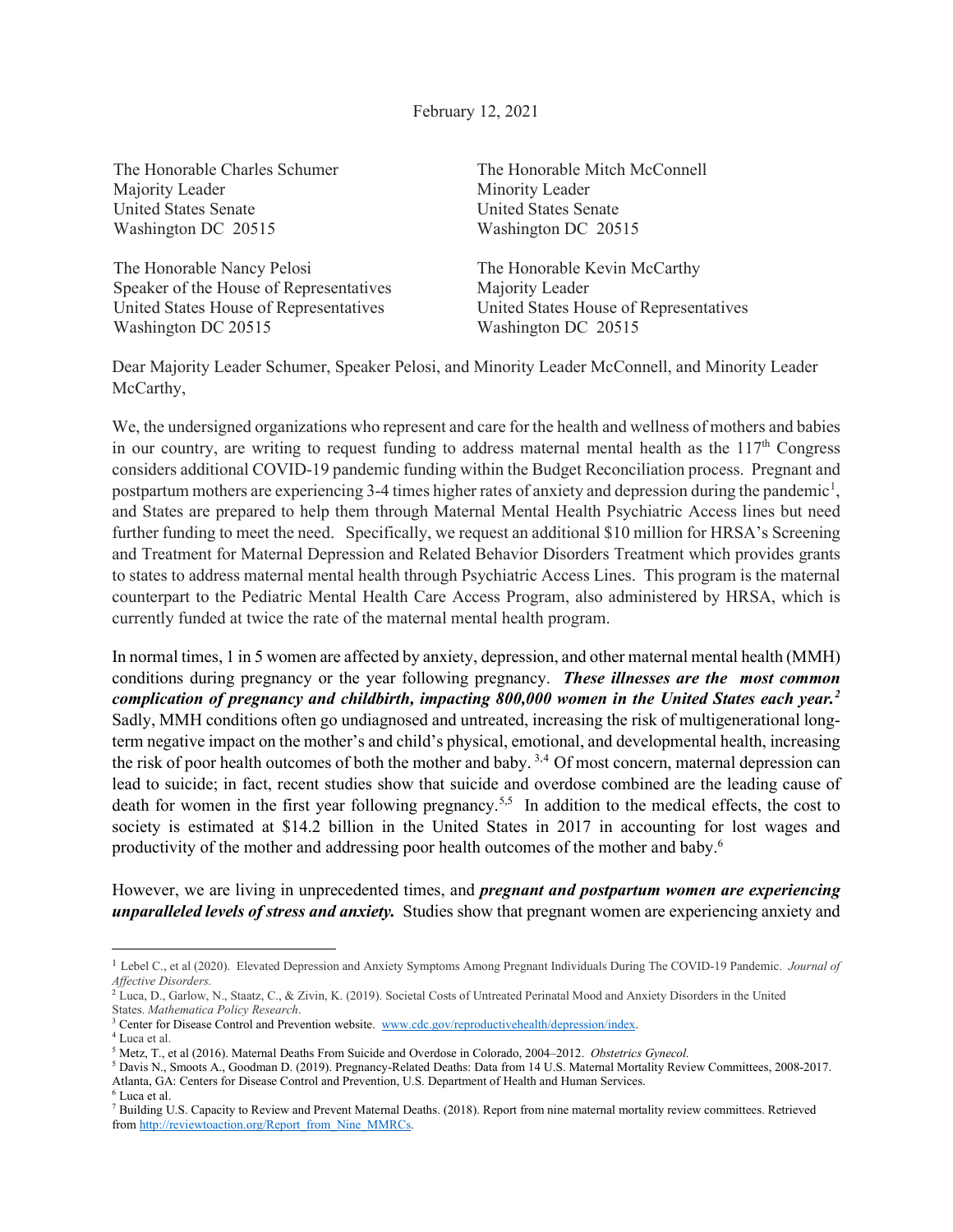February 12, 2021

The Honorable Charles Schumer
Majority Leader
United States Senate
Washington DC 20515

The Honorable Mitch McConnell
Minority Leader
United States Senate
Washington DC 20515

The Honorable Nancy Pelosi
Speaker of the House of Representatives
United States House of Representatives
Washington DC 20515

The Honorable Kevin McCarthy
Majority Leader
United States House of Representatives
Washington DC 20515

Dear Majority Leader Schumer, Speaker Pelosi, and Minority Leader McConnell, and Minority Leader McCarthy,

We, the undersigned organizations who represent and care for the health and wellness of mothers and babies in our country, are writing to request funding to address maternal mental health as the 117th Congress considers additional COVID-19 pandemic funding within the Budget Reconciliation process. Pregnant and postpartum mothers are experiencing 3-4 times higher rates of anxiety and depression during the pandemic[1], and States are prepared to help them through Maternal Mental Health Psychiatric Access lines but need further funding to meet the need. Specifically, we request an additional $10 million for HRSA's Screening and Treatment for Maternal Depression and Related Behavior Disorders Treatment which provides grants to states to address maternal mental health through Psychiatric Access Lines. This program is the maternal counterpart to the Pediatric Mental Health Care Access Program, also administered by HRSA, which is currently funded at twice the rate of the maternal mental health program.

In normal times, 1 in 5 women are affected by anxiety, depression, and other maternal mental health (MMH) conditions during pregnancy or the year following pregnancy. ***These illnesses are the most common complication of pregnancy and childbirth, impacting 800,000 women in the United States each year.***[2] Sadly, MMH conditions often go undiagnosed and untreated, increasing the risk of multigenerational long-term negative impact on the mother's and child's physical, emotional, and developmental health, increasing the risk of poor health outcomes of both the mother and baby.[3,4] Of most concern, maternal depression can lead to suicide; in fact, recent studies show that suicide and overdose combined are the leading cause of death for women in the first year following pregnancy.[5,5] In addition to the medical effects, the cost to society is estimated at $14.2 billion in the United States in 2017 in accounting for lost wages and productivity of the mother and addressing poor health outcomes of the mother and baby.[6]

However, we are living in unprecedented times, and ***pregnant and postpartum women are experiencing unparalleled levels of stress and anxiety.*** Studies show that pregnant women are experiencing anxiety and

---

[1] Lebel C., et al (2020). Elevated Depression and Anxiety Symptoms Among Pregnant Individuals During The COVID-19 Pandemic. *Journal of Affective Disorders.*

[2] Luca, D., Garlow, N., Staatz, C., & Zivin, K. (2019). Societal Costs of Untreated Perinatal Mood and Anxiety Disorders in the United States. *Mathematica Policy Research*.

[3] Center for Disease Control and Prevention website. www.cdc.gov/reproductivehealth/depression/index.

[4] Luca et al.

[5] Metz, T., et al (2016). Maternal Deaths From Suicide and Overdose in Colorado, 2004–2012. *Obstetrics Gynecol.*

[5] Davis N., Smoots A., Goodman D. (2019). Pregnancy-Related Deaths: Data from 14 U.S. Maternal Mortality Review Committees, 2008-2017. Atlanta, GA: Centers for Disease Control and Prevention, U.S. Department of Health and Human Services.

[6] Luca et al.

[7] Building U.S. Capacity to Review and Prevent Maternal Deaths. (2018). Report from nine maternal mortality review committees. Retrieved from http://reviewtoaction.org/Report_from_Nine_MMRCs.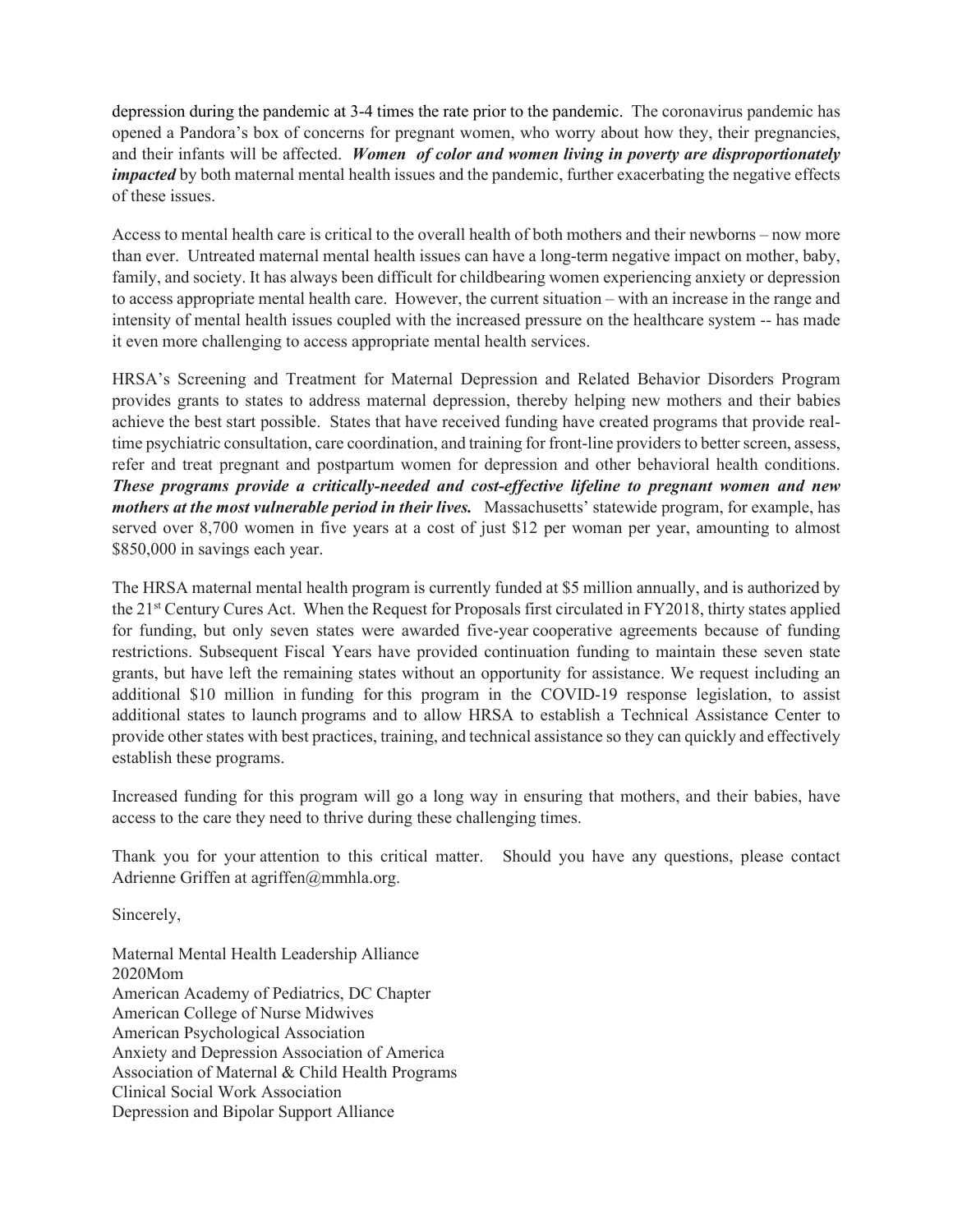depression during the pandemic at 3-4 times the rate prior to the pandemic. The coronavirus pandemic has opened a Pandora's box of concerns for pregnant women, who worry about how they, their pregnancies, and their infants will be affected. ***Women of color and women living in poverty are disproportionately impacted*** by both maternal mental health issues and the pandemic, further exacerbating the negative effects of these issues.

Access to mental health care is critical to the overall health of both mothers and their newborns – now more than ever. Untreated maternal mental health issues can have a long-term negative impact on mother, baby, family, and society. It has always been difficult for childbearing women experiencing anxiety or depression to access appropriate mental health care. However, the current situation – with an increase in the range and intensity of mental health issues coupled with the increased pressure on the healthcare system -- has made it even more challenging to access appropriate mental health services.

HRSA's Screening and Treatment for Maternal Depression and Related Behavior Disorders Program provides grants to states to address maternal depression, thereby helping new mothers and their babies achieve the best start possible. States that have received funding have created programs that provide real-time psychiatric consultation, care coordination, and training for front-line providers to better screen, assess, refer and treat pregnant and postpartum women for depression and other behavioral health conditions. ***These programs provide a critically-needed and cost-effective lifeline to pregnant women and new mothers at the most vulnerable period in their lives.*** Massachusetts' statewide program, for example, has served over 8,700 women in five years at a cost of just $12 per woman per year, amounting to almost $850,000 in savings each year.

The HRSA maternal mental health program is currently funded at $5 million annually, and is authorized by the 21st Century Cures Act. When the Request for Proposals first circulated in FY2018, thirty states applied for funding, but only seven states were awarded five-year cooperative agreements because of funding restrictions. Subsequent Fiscal Years have provided continuation funding to maintain these seven state grants, but have left the remaining states without an opportunity for assistance. We request including an additional $10 million in funding for this program in the COVID-19 response legislation, to assist additional states to launch programs and to allow HRSA to establish a Technical Assistance Center to provide other states with best practices, training, and technical assistance so they can quickly and effectively establish these programs.

Increased funding for this program will go a long way in ensuring that mothers, and their babies, have access to the care they need to thrive during these challenging times.

Thank you for your attention to this critical matter. Should you have any questions, please contact Adrienne Griffen at agriffen@mmhla.org.

Sincerely,

Maternal Mental Health Leadership Alliance
2020Mom
American Academy of Pediatrics, DC Chapter
American College of Nurse Midwives
American Psychological Association
Anxiety and Depression Association of America
Association of Maternal & Child Health Programs
Clinical Social Work Association
Depression and Bipolar Support Alliance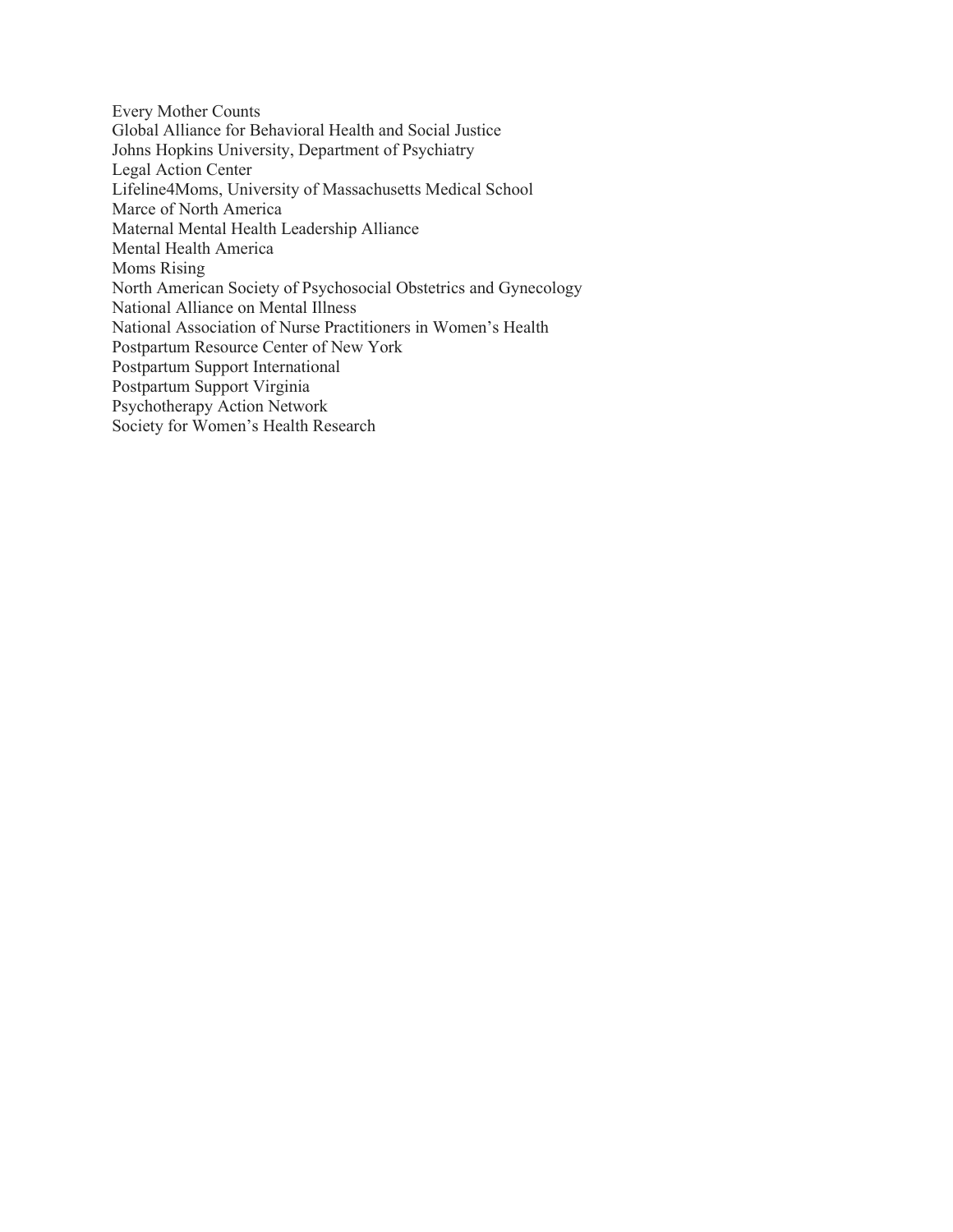Every Mother Counts
Global Alliance for Behavioral Health and Social Justice
Johns Hopkins University, Department of Psychiatry
Legal Action Center
Lifeline4Moms, University of Massachusetts Medical School
Marce of North America
Maternal Mental Health Leadership Alliance
Mental Health America
Moms Rising
North American Society of Psychosocial Obstetrics and Gynecology
National Alliance on Mental Illness
National Association of Nurse Practitioners in Women's Health
Postpartum Resource Center of New York
Postpartum Support International
Postpartum Support Virginia
Psychotherapy Action Network
Society for Women's Health Research